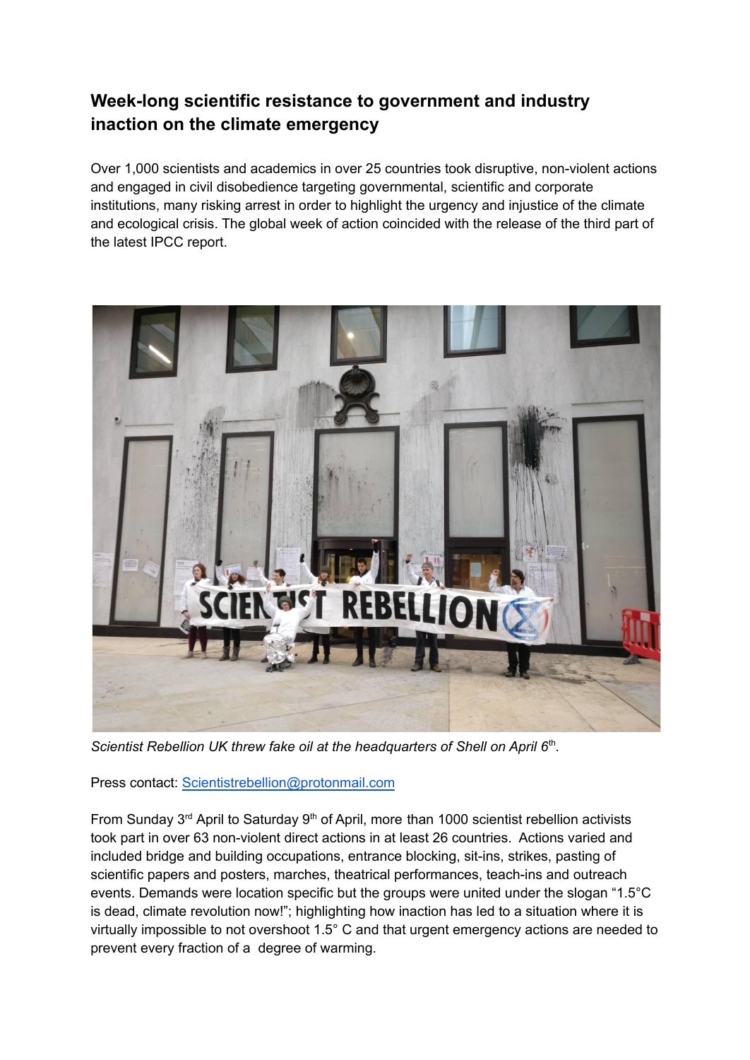## Week-long scientific resistance to government and industry inaction on the climate emergency

Over 1,000 scientists and academics in over 25 countries took disruptive, non-violent actions and engaged in civil disobedience targeting governmental, scientific and corporate institutions, many risking arrest in order to highlight the urgency and injustice of the climate and ecological crisis. The global week of action coincided with the release of the third part of the latest IPCC report.

*Scientist Rebellion UK threw fake oil at the headquarters of Shell on April 6th.*

Press contact: [Scientistrebellion@protonmail.com](mailto:Scientistrebellion@protonmail.com)

From Sunday 3rd April to Saturday 9th of April, more than 1000 scientist rebellion activists took part in over 63 non-violent direct actions in at least 26 countries. Actions varied and included bridge and building occupations, entrance blocking, sit-ins, strikes, pasting of scientific papers and posters, marches, theatrical performances, teach-ins and outreach events. Demands were location specific but the groups were united under the slogan "1.5°C is dead, climate revolution now!"; highlighting how inaction has led to a situation where it is virtually impossible to not overshoot 1.5° C and that urgent emergency actions are needed to prevent every fraction of a degree of warming.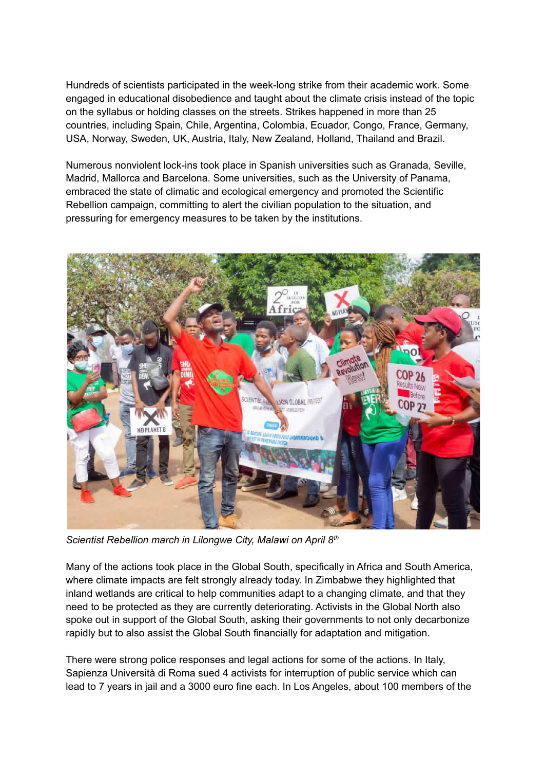Hundreds of scientists participated in the week-long strike from their academic work. Some engaged in educational disobedience and taught about the climate crisis instead of the topic on the syllabus or holding classes on the streets. Strikes happened in more than 25 countries, including Spain, Chile, Argentina, Colombia, Ecuador, Congo, France, Germany, USA, Norway, Sweden, UK, Austria, Italy, New Zealand, Holland, Thailand and Brazil.

Numerous nonviolent lock-ins took place in Spanish universities such as Granada, Seville, Madrid, Mallorca and Barcelona. Some universities, such as the University of Panama, embraced the state of climatic and ecological emergency and promoted the Scientific Rebellion campaign, committing to alert the civilian population to the situation, and pressuring for emergency measures to be taken by the institutions.

*Scientist Rebellion march in Lilongwe City, Malawi on April 8th*

Many of the actions took place in the Global South, specifically in Africa and South America, where climate impacts are felt strongly already today. In Zimbabwe they highlighted that inland wetlands are critical to help communities adapt to a changing climate, and that they need to be protected as they are currently deteriorating. Activists in the Global North also spoke out in support of the Global South, asking their governments to not only decarbonize rapidly but to also assist the Global South financially for adaptation and mitigation.

There were strong police responses and legal actions for some of the actions. In Italy, Sapienza Università di Roma sued 4 activists for interruption of public service which can lead to 7 years in jail and a 3000 euro fine each. In Los Angeles, about 100 members of the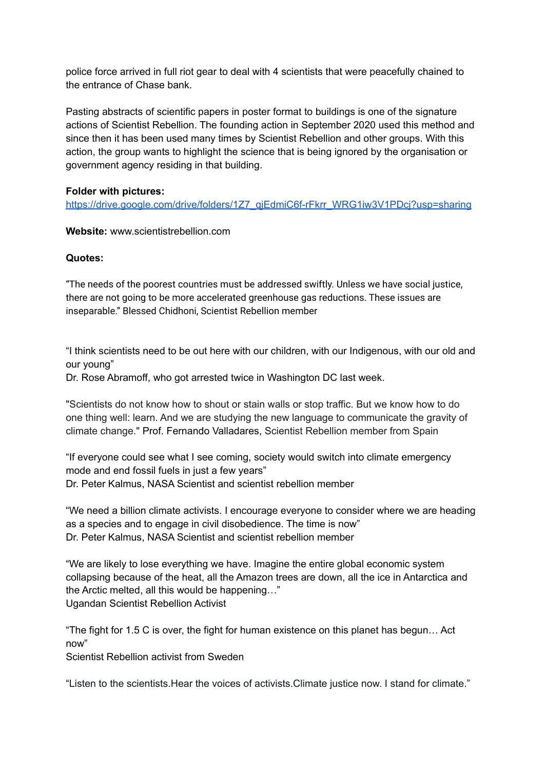police force arrived in full riot gear to deal with 4 scientists that were peacefully chained to the entrance of Chase bank.

Pasting abstracts of scientific papers in poster format to buildings is one of the signature actions of Scientist Rebellion. The founding action in September 2020 used this method and since then it has been used many times by Scientist Rebellion and other groups. With this action, the group wants to highlight the science that is being ignored by the organisation or government agency residing in that building.

**Folder with pictures:**
[https://drive.google.com/drive/folders/1Z7_gjEdmiC6f-rFkrr_WRG1iw3V1PDcj?usp=sharing](https://drive.google.com/drive/folders/1Z7_gjEdmiC6f-rFkrr_WRG1iw3V1PDcj?usp=sharing)

**Website:** www.scientistrebellion.com

**Quotes:**

“The needs of the poorest countries must be addressed swiftly. Unless we have social justice, there are not going to be more accelerated greenhouse gas reductions. These issues are inseparable.” Blessed Chidhoni, Scientist Rebellion member

“I think scientists need to be out here with our children, with our Indigenous, with our old and our young”
Dr. Rose Abramoff, who got arrested twice in Washington DC last week.

"Scientists do not know how to shout or stain walls or stop traffic. But we know how to do one thing well: learn. And we are studying the new language to communicate the gravity of climate change." Prof. Fernando Valladares, Scientist Rebellion member from Spain

“If everyone could see what I see coming, society would switch into climate emergency mode and end fossil fuels in just a few years”
Dr. Peter Kalmus, NASA Scientist and scientist rebellion member

“We need a billion climate activists. I encourage everyone to consider where we are heading as a species and to engage in civil disobedience. The time is now”
Dr. Peter Kalmus, NASA Scientist and scientist rebellion member

“We are likely to lose everything we have. Imagine the entire global economic system collapsing because of the heat, all the Amazon trees are down, all the ice in Antarctica and the Arctic melted, all this would be happening…”
Ugandan Scientist Rebellion Activist

“The fight for 1.5 C is over, the fight for human existence on this planet has begun… Act now”
Scientist Rebellion activist from Sweden

“Listen to the scientists.Hear the voices of activists.Climate justice now. I stand for climate.”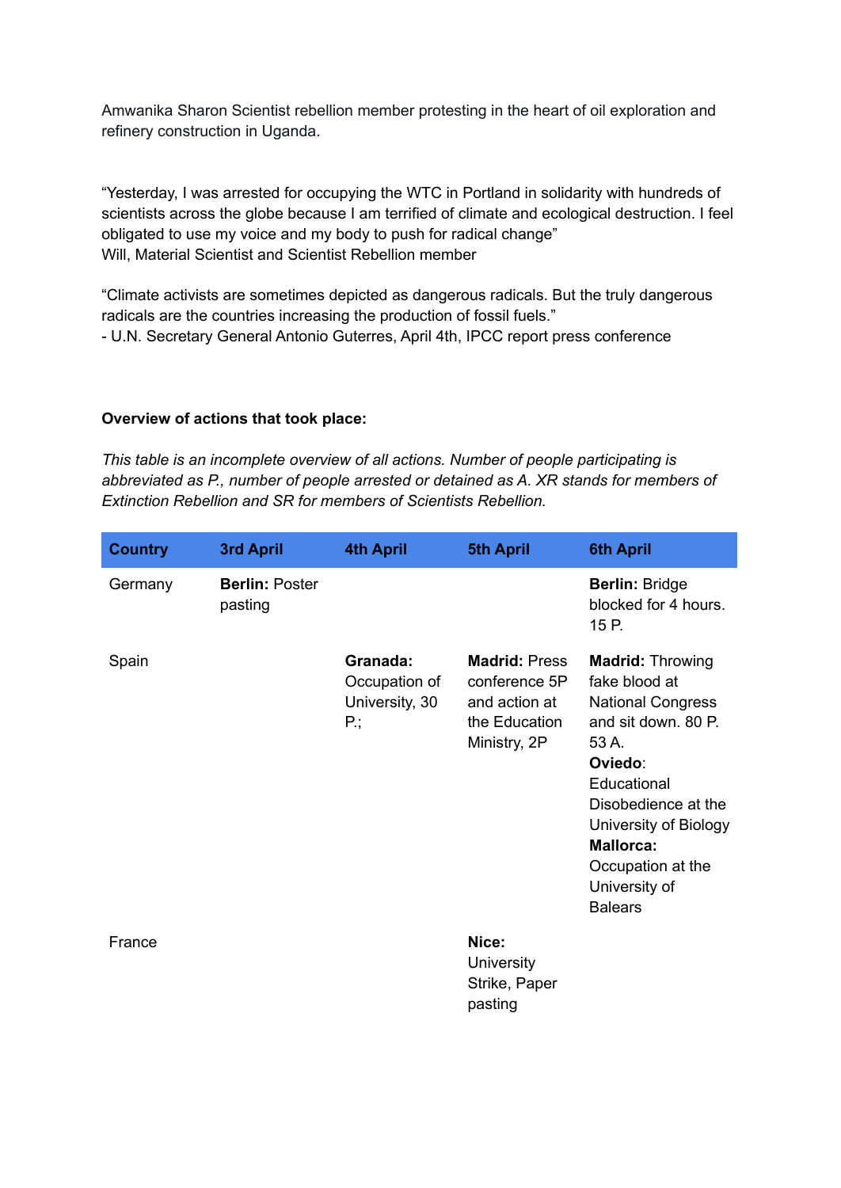Amwanika Sharon Scientist rebellion member protesting in the heart of oil exploration and refinery construction in Uganda.

“Yesterday, I was arrested for occupying the WTC in Portland in solidarity with hundreds of scientists across the globe because I am terrified of climate and ecological destruction. I feel obligated to use my voice and my body to push for radical change”
Will, Material Scientist and Scientist Rebellion member

“Climate activists are sometimes depicted as dangerous radicals. But the truly dangerous radicals are the countries increasing the production of fossil fuels.”
- U.N. Secretary General Antonio Guterres, April 4th, IPCC report press conference

**Overview of actions that took place:**

*This table is an incomplete overview of all actions. Number of people participating is abbreviated as P., number of people arrested or detained as A. XR stands for members of Extinction Rebellion and SR for members of Scientists Rebellion.*

| Country | 3rd April | 4th April | 5th April | 6th April |
|---|---|---|---|---|
| Germany | **Berlin:** Poster pasting | | | **Berlin:** Bridge blocked for 4 hours. 15 P. |
| Spain | | **Granada:** Occupation of University, 30 P.; | **Madrid:** Press conference 5P and action at the Education Ministry, 2P | **Madrid:** Throwing fake blood at National Congress and sit down. 80 P. 53 A. **Oviedo**: Educational Disobedience at the University of Biology **Mallorca:** Occupation at the University of Balears |
| France | | | **Nice:** University Strike, Paper pasting | |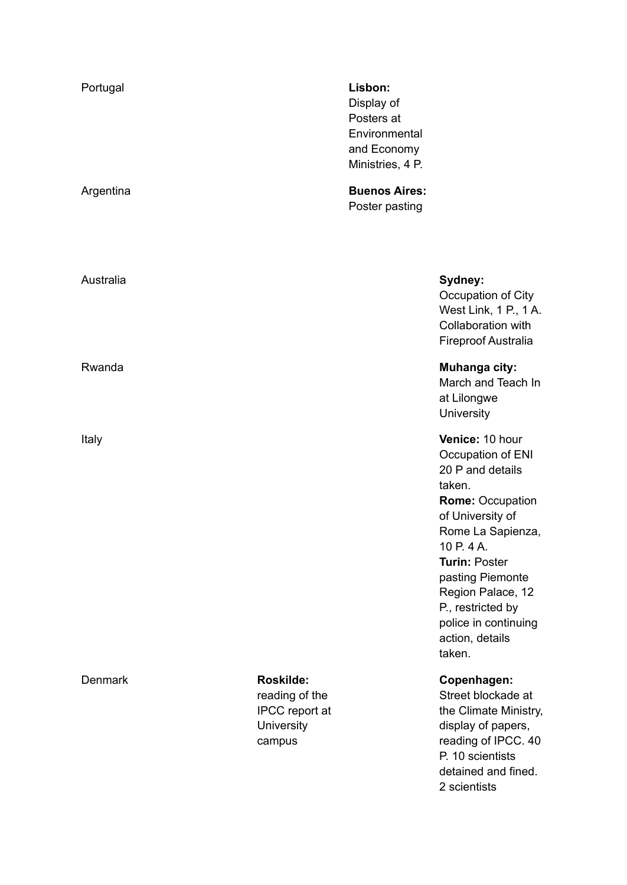| | | | |
|---|---|---|---|
| Portugal | | **Lisbon:** Display of Posters at Environmental and Economy Ministries, 4 P. | |
| Argentina | | **Buenos Aires:** Poster pasting | |
| Australia | | | **Sydney:** Occupation of City West Link, 1 P., 1 A. Collaboration with Fireproof Australia |
| Rwanda | | | **Muhanga city:** March and Teach In at Lilongwe University |
| Italy | | | **Venice:** 10 hour Occupation of ENI 20 P and details taken. **Rome:** Occupation of University of Rome La Sapienza, 10 P. 4 A. **Turin:** Poster pasting Piemonte Region Palace, 12 P., restricted by police in continuing action, details taken. |
| Denmark | **Roskilde:** reading of the IPCC report at University campus | | **Copenhagen:** Street blockade at the Climate Ministry, display of papers, reading of IPCC. 40 P. 10 scientists detained and fined. 2 scientists |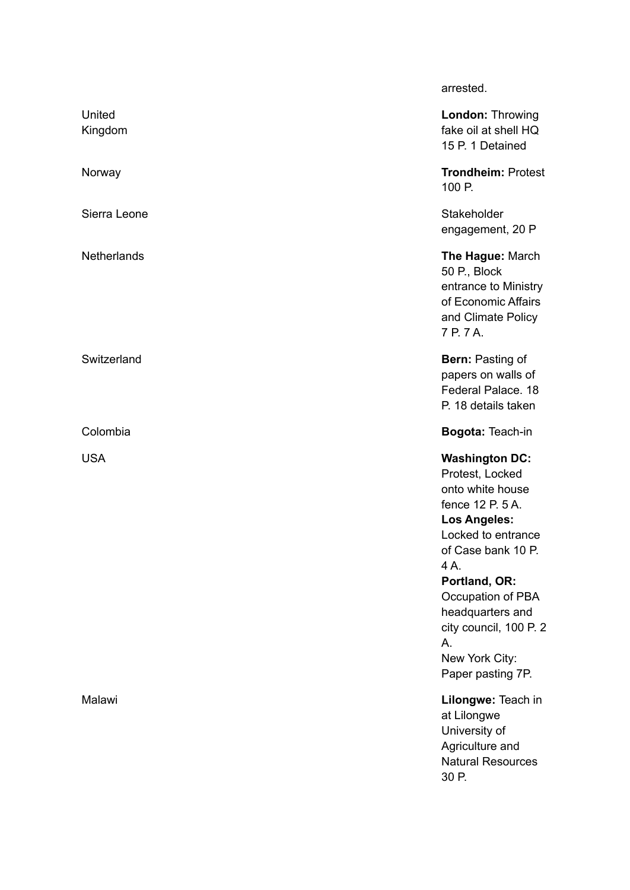| | |
|---|---|
| | arrested. |
| United Kingdom | **London:** Throwing fake oil at shell HQ 15 P. 1 Detained |
| Norway | **Trondheim:** Protest 100 P. |
| Sierra Leone | Stakeholder engagement, 20 P |
| Netherlands | **The Hague:** March 50 P., Block entrance to Ministry of Economic Affairs and Climate Policy 7 P. 7 A. |
| Switzerland | **Bern:** Pasting of papers on walls of Federal Palace. 18 P. 18 details taken |
| Colombia | **Bogota:** Teach-in |
| USA | **Washington DC:** Protest, Locked onto white house fence 12 P. 5 A.<br>**Los Angeles:** Locked to entrance of Case bank 10 P. 4 A.<br>**Portland, OR:** Occupation of PBA headquarters and city council, 100 P. 2 A.<br>New York City: Paper pasting 7P. |
| Malawi | **Lilongwe:** Teach in at Lilongwe University of Agriculture and Natural Resources 30 P. |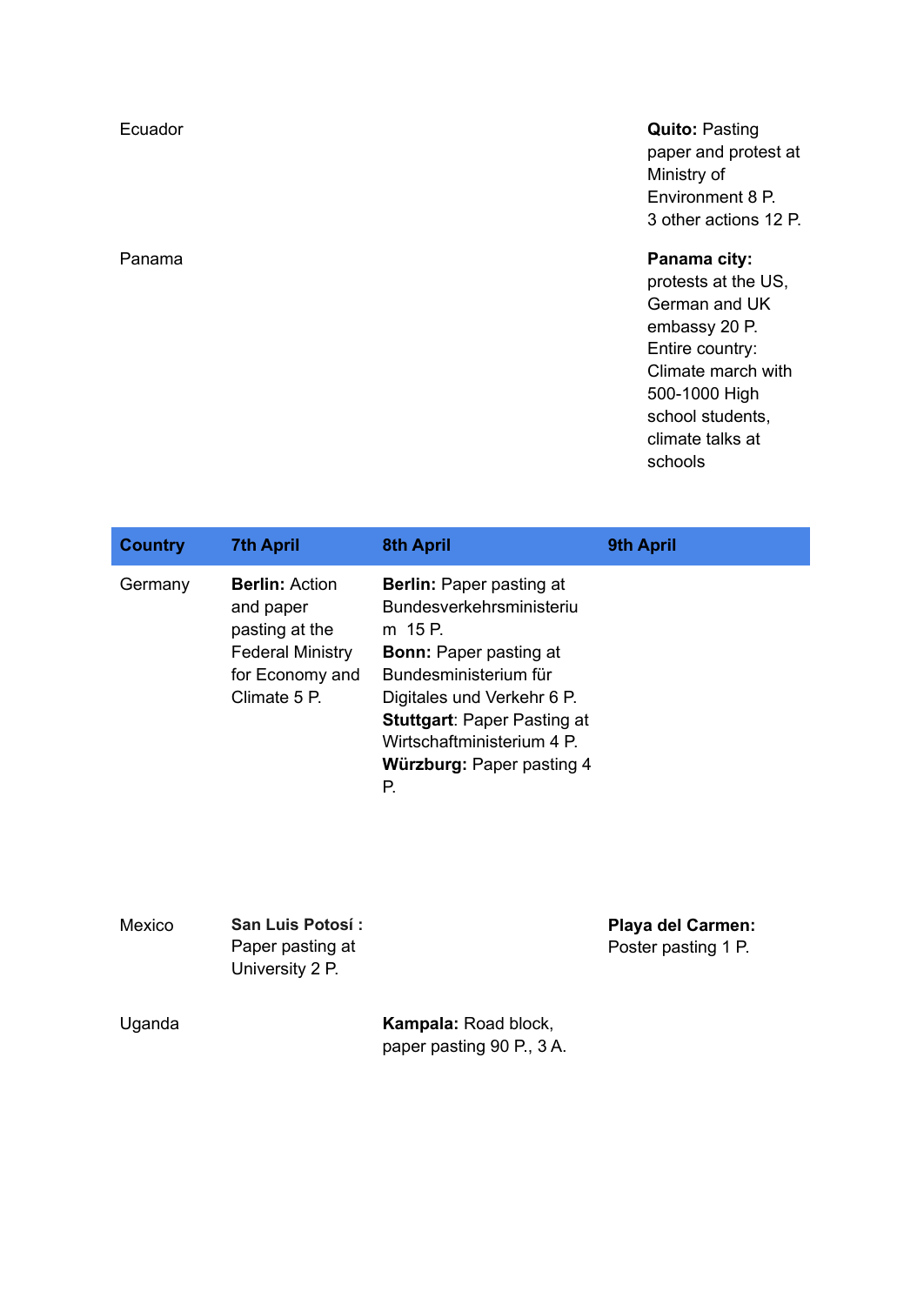| | | | |
|---|---|---|---|
| Ecuador | | | **Quito:** Pasting paper and protest at Ministry of Environment 8 P.<br>3 other actions 12 P. |
| Panama | | | **Panama city:** protests at the US, German and UK embassy 20 P.<br>Entire country: Climate march with 500-1000 High school students, climate talks at schools |

| Country | 7th April | 8th April | 9th April |
|---|---|---|---|
| Germany | **Berlin:** Action and paper pasting at the Federal Ministry for Economy and Climate 5 P. | **Berlin:** Paper pasting at Bundesverkehrsministerium 15 P.<br>**Bonn:** Paper pasting at Bundesministerium für Digitales und Verkehr 6 P.<br>**Stuttgart**: Paper Pasting at Wirtschaftministerium 4 P.<br>**Würzburg:** Paper pasting 4 P. | |
| Mexico | **San Luis Potosí :** Paper pasting at University 2 P. | | **Playa del Carmen:** Poster pasting 1 P. |
| Uganda | | **Kampala:** Road block, paper pasting 90 P., 3 A. | |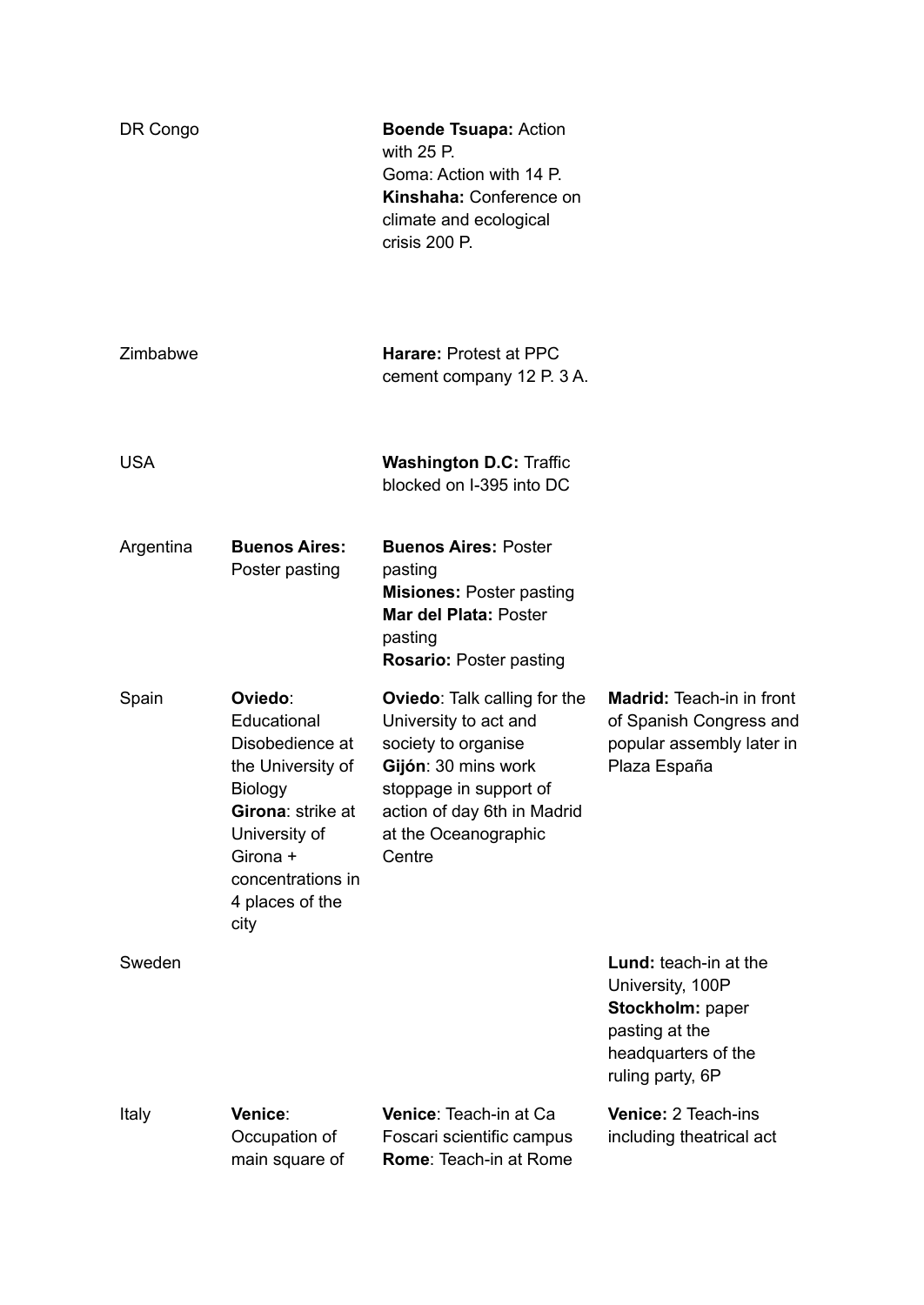| | | | |
|---|---|---|---|
| DR Congo | | **Boende Tsuapa:** Action with 25 P.<br>Goma: Action with 14 P.<br>**Kinshaha:** Conference on climate and ecological crisis 200 P. | |
| Zimbabwe | | **Harare:** Protest at PPC cement company 12 P. 3 A. | |
| USA | | **Washington D.C:** Traffic blocked on I-395 into DC | |
| Argentina | **Buenos Aires:** Poster pasting | **Buenos Aires:** Poster pasting<br>**Misiones:** Poster pasting<br>**Mar del Plata:** Poster pasting<br>**Rosario:** Poster pasting | |
| Spain | **Oviedo**: Educational Disobedience at the University of Biology<br>**Girona**: strike at University of Girona + concentrations in 4 places of the city | **Oviedo**: Talk calling for the University to act and society to organise<br>**Gijón**: 30 mins work stoppage in support of action of day 6th in Madrid at the Oceanographic Centre | **Madrid:** Teach-in in front of Spanish Congress and popular assembly later in Plaza España |
| Sweden | | | **Lund:** teach-in at the University, 100P<br>**Stockholm:** paper pasting at the headquarters of the ruling party, 6P |
| Italy | **Venice**: Occupation of main square of | **Venice**: Teach-in at Ca Foscari scientific campus<br>**Rome**: Teach-in at Rome | **Venice:** 2 Teach-ins including theatrical act |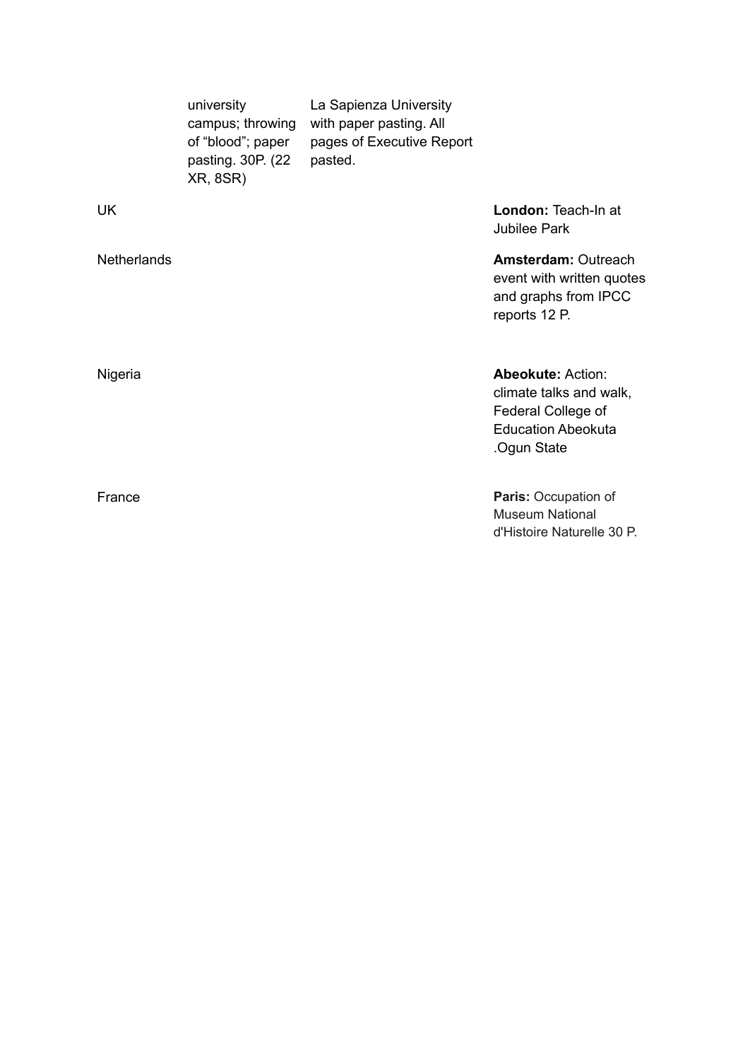| | | | |
|---|---|---|---|
| | university campus; throwing of “blood”; paper pasting. 30P. (22 XR, 8SR) | La Sapienza University with paper pasting. All pages of Executive Report pasted. | |
| UK | | | **London:** Teach-In at Jubilee Park |
| Netherlands | | | **Amsterdam:** Outreach event with written quotes and graphs from IPCC reports 12 P. |
| Nigeria | | | **Abeokute:** Action: climate talks and walk, Federal College of Education Abeokuta .Ogun State |
| France | | | **Paris:** Occupation of Museum National d'Histoire Naturelle 30 P. |